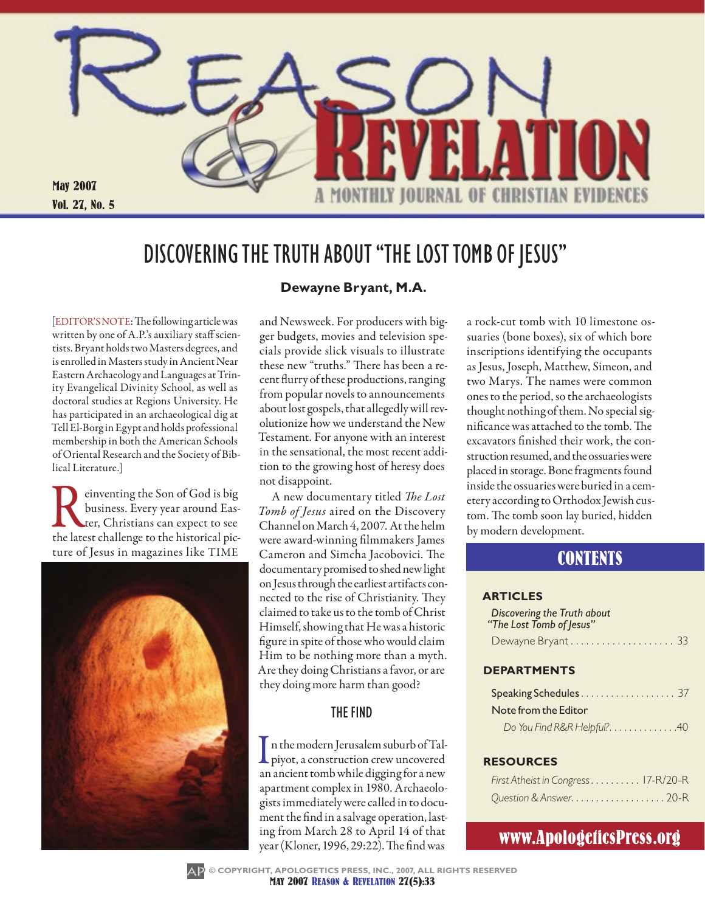# REASON & REVELATION

A MONTHLY JOURNAL OF CHRISTIAN EVIDENCES

May 2007
Vol. 27, No. 5

## DISCOVERING THE TRUTH ABOUT "THE LOST TOMB OF JESUS"

**Dewayne Bryant, M.A.**

[EDITOR'S NOTE: The following article was written by one of A.P.'s auxiliary staff scientists. Bryant holds two Masters degrees, and is enrolled in Masters study in Ancient Near Eastern Archaeology and Languages at Trinity Evangelical Divinity School, as well as doctoral studies at Regions University. He has participated in an archaeological dig at Tell El-Borg in Egypt and holds professional membership in both the American Schools of Oriental Research and the Society of Biblical Literature.]

Reinventing the Son of God is big business. Every year around Easter, Christians can expect to see the latest challenge to the historical picture of Jesus in magazines like TIME and Newsweek. For producers with bigger budgets, movies and television specials provide slick visuals to illustrate these new "truths." There has been a recent flurry of these productions, ranging from popular novels to announcements about lost gospels, that allegedly will revolutionize how we understand the New Testament. For anyone with an interest in the sensational, the most recent addition to the growing host of heresy does not disappoint.

A new documentary titled *The Lost Tomb of Jesus* aired on the Discovery Channel on March 4, 2007. At the helm were award-winning filmmakers James Cameron and Simcha Jacobovici. The documentary promised to shed new light on Jesus through the earliest artifacts connected to the rise of Christianity. They claimed to take us to the tomb of Christ Himself, showing that He was a historic figure in spite of those who would claim Him to be nothing more than a myth. Are they doing Christians a favor, or are they doing more harm than good?

### THE FIND

In the modern Jerusalem suburb of Talpiyot, a construction crew uncovered an ancient tomb while digging for a new apartment complex in 1980. Archaeologists immediately were called in to document the find in a salvage operation, lasting from March 28 to April 14 of that year (Kloner, 1996, 29:22). The find was a rock-cut tomb with 10 limestone ossuaries (bone boxes), six of which bore inscriptions identifying the occupants as Jesus, Joseph, Matthew, Simeon, and two Marys. The names were common ones to the period, so the archaeologists thought nothing of them. No special significance was attached to the tomb. The excavators finished their work, the construction resumed, and the ossuaries were placed in storage. Bone fragments found inside the ossuaries were buried in a cemetery according to Orthodox Jewish custom. The tomb soon lay buried, hidden by modern development.

### CONTENTS

**ARTICLES**

*Discovering the Truth about "The Lost Tomb of Jesus"*
Dewayne Bryant .................... 33

**DEPARTMENTS**

Speaking Schedules .................... 37
Note from the Editor
*Do You Find R&R Helpful?* .............. 40

**RESOURCES**

*First Atheist in Congress* .......... 17-R/20-R
*Question & Answer* .................... 20-R

www.ApologeticsPress.org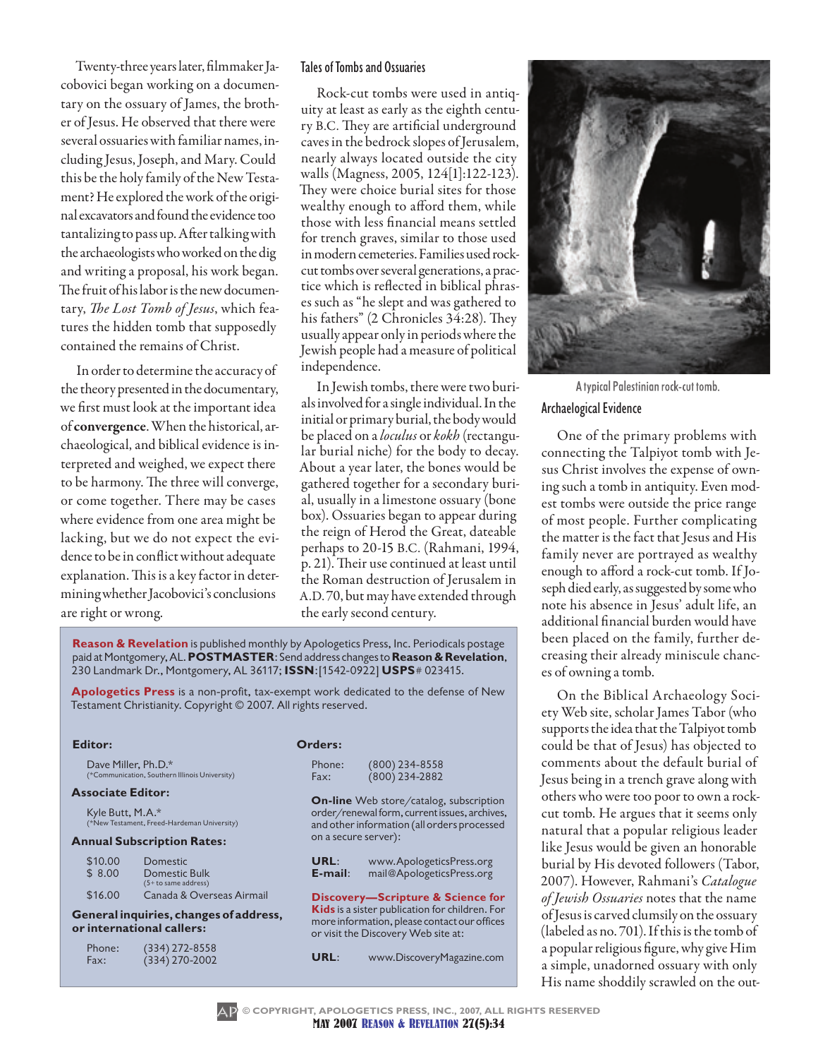Twenty-three years later, filmmaker Jacobovici began working on a documentary on the ossuary of James, the brother of Jesus. He observed that there were several ossuaries with familiar names, including Jesus, Joseph, and Mary. Could this be the holy family of the New Testament? He explored the work of the original excavators and found the evidence too tantalizing to pass up. After talking with the archaeologists who worked on the dig and writing a proposal, his work began. The fruit of his labor is the new documentary, *The Lost Tomb of Jesus*, which features the hidden tomb that supposedly contained the remains of Christ.

In order to determine the accuracy of the theory presented in the documentary, we first must look at the important idea of **convergence**. When the historical, archaeological, and biblical evidence is interpreted and weighed, we expect there to be harmony. The three will converge, or come together. There may be cases where evidence from one area might be lacking, but we do not expect the evidence to be in conflict without adequate explanation. This is a key factor in determining whether Jacobovici's conclusions are right or wrong.

## Tales of Tombs and Ossuaries

Rock-cut tombs were used in antiquity at least as early as the eighth century B.C. They are artificial underground caves in the bedrock slopes of Jerusalem, nearly always located outside the city walls (Magness, 2005, 124[1]:122-123). They were choice burial sites for those wealthy enough to afford them, while those with less financial means settled for trench graves, similar to those used in modern cemeteries. Families used rock-cut tombs over several generations, a practice which is reflected in biblical phrases such as "he slept and was gathered to his fathers" (2 Chronicles 34:28). They usually appear only in periods where the Jewish people had a measure of political independence.

In Jewish tombs, there were two burials involved for a single individual. In the initial or primary burial, the body would be placed on a *loculus* or *kokh* (rectangular burial niche) for the body to decay. About a year later, the bones would be gathered together for a secondary burial, usually in a limestone ossuary (bone box). Ossuaries began to appear during the reign of Herod the Great, dateable perhaps to 20-15 B.C. (Rahmani, 1994, p. 21). Their use continued at least until the Roman destruction of Jerusalem in A.D. 70, but may have extended through the early second century.

A typical Palestinian rock-cut tomb.

## Archaelogical Evidence

One of the primary problems with connecting the Talpiyot tomb with Jesus Christ involves the expense of owning such a tomb in antiquity. Even modest tombs were outside the price range of most people. Further complicating the matter is the fact that Jesus and His family never are portrayed as wealthy enough to afford a rock-cut tomb. If Joseph died early, as suggested by some who note his absence in Jesus' adult life, an additional financial burden would have been placed on the family, further decreasing their already miniscule chances of owning a tomb.

On the Biblical Archaeology Society Web site, scholar James Tabor (who supports the idea that the Talpiyot tomb could be that of Jesus) has objected to comments about the default burial of Jesus being in a trench grave along with others who were too poor to own a rock-cut tomb. He argues that it seems only natural that a popular religious leader like Jesus would be given an honorable burial by His devoted followers (Tabor, 2007). However, Rahmani's *Catalogue of Jewish Ossuaries* notes that the name of Jesus is carved clumsily on the ossuary (labeled as no. 701). If this is the tomb of a popular religious figure, why give Him a simple, unadorned ossuary with only His name shoddily scrawled on the out-

---

**Reason & Revelation** is published monthly by Apologetics Press, Inc. Periodicals postage paid at Montgomery, AL. **POSTMASTER**: Send address changes to **Reason & Revelation**, 230 Landmark Dr., Montgomery, AL 36117; **ISSN**:[1542-0922] **USPS**# 023415.

**Apologetics Press** is a non-profit, tax-exempt work dedicated to the defense of New Testament Christianity. Copyright © 2007. All rights reserved.

**Editor:**

Dave Miller, Ph.D.*
(*Communication, Southern Illinois University)

**Associate Editor:**

Kyle Butt, M.A.*
(*New Testament, Freed-Hardeman University)

**Annual Subscription Rates:**

| | |
|---|---|
| $10.00 | Domestic |
| $ 8.00 | Domestic Bulk (5+ to same address) |
| $16.00 | Canada & Overseas Airmail |

**General inquiries, changes of address, or international callers:**

| | |
|---|---|
| Phone: | (334) 272-8558 |
| Fax: | (334) 270-2002 |

**Orders:**

| | |
|---|---|
| Phone: | (800) 234-8558 |
| Fax: | (800) 234-2882 |

**On-line** Web store/catalog, subscription order/renewal form, current issues, archives, and other information (all orders processed on a secure server):

| | |
|---|---|
| **URL**: | www.ApologeticsPress.org |
| **E-mail**: | mail@ApologeticsPress.org |

**Discovery—Scripture & Science for Kids** is a sister publication for children. For more information, please contact our offices or visit the Discovery Web site at:

| | |
|---|---|
| **URL**: | www.DiscoveryMagazine.com |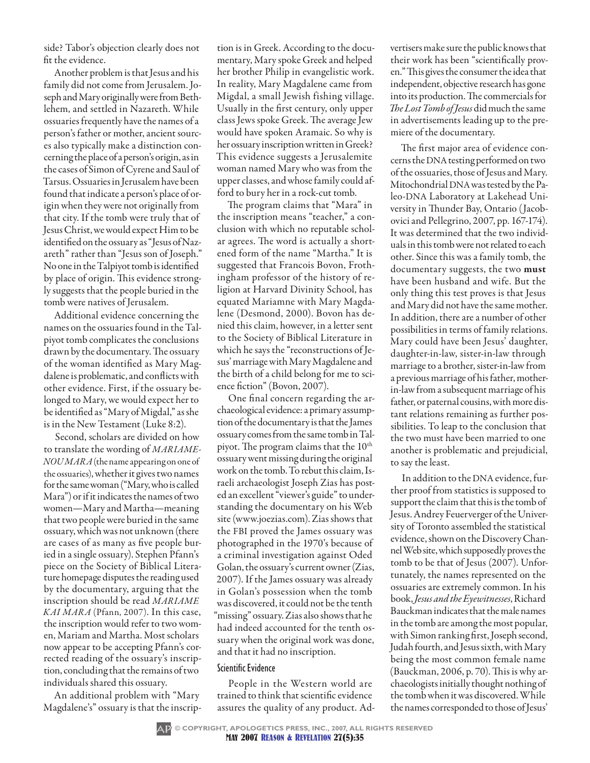side? Tabor's objection clearly does not fit the evidence.

Another problem is that Jesus and his family did not come from Jerusalem. Joseph and Mary originally were from Bethlehem, and settled in Nazareth. While ossuaries frequently have the names of a person's father or mother, ancient sources also typically make a distinction concerning the place of a person's origin, as in the cases of Simon of Cyrene and Saul of Tarsus. Ossuaries in Jerusalem have been found that indicate a person's place of origin when they were not originally from that city. If the tomb were truly that of Jesus Christ, we would expect Him to be identified on the ossuary as "Jesus of Nazareth" rather than "Jesus son of Joseph." No one in the Talpiyot tomb is identified by place of origin. This evidence strongly suggests that the people buried in the tomb were natives of Jerusalem.

Additional evidence concerning the names on the ossuaries found in the Talpiyot tomb complicates the conclusions drawn by the documentary. The ossuary of the woman identified as Mary Magdalene is problematic, and conflicts with other evidence. First, if the ossuary belonged to Mary, we would expect her to be identified as "Mary of Migdal," as she is in the New Testament (Luke 8:2).

Second, scholars are divided on how to translate the wording of *MARIAMENOU MARA* (the name appearing on one of the ossuaries), whether it gives two names for the same woman ("Mary, who is called Mara") or if it indicates the names of two women—Mary and Martha—meaning that two people were buried in the same ossuary, which was not unknown (there are cases of as many as five people buried in a single ossuary). Stephen Pfann's piece on the Society of Biblical Literature homepage disputes the reading used by the documentary, arguing that the inscription should be read *MARIAME KAI MARA* (Pfann, 2007). In this case, the inscription would refer to two women, Mariam and Martha. Most scholars now appear to be accepting Pfann's corrected reading of the ossuary's inscription, concluding that the remains of two individuals shared this ossuary.

An additional problem with "Mary Magdalene's" ossuary is that the inscription is in Greek. According to the documentary, Mary spoke Greek and helped her brother Philip in evangelistic work. In reality, Mary Magdalene came from Migdal, a small Jewish fishing village. Usually in the first century, only upper class Jews spoke Greek. The average Jew would have spoken Aramaic. So why is her ossuary inscription written in Greek? This evidence suggests a Jerusalemite woman named Mary who was from the upper classes, and whose family could afford to bury her in a rock-cut tomb.

The program claims that "Mara" in the inscription means "teacher," a conclusion with which no reputable scholar agrees. The word is actually a shortened form of the name "Martha." It is suggested that Francois Bovon, Frothingham professor of the history of religion at Harvard Divinity School, has equated Mariamne with Mary Magdalene (Desmond, 2000). Bovon has denied this claim, however, in a letter sent to the Society of Biblical Literature in which he says the "reconstructions of Jesus' marriage with Mary Magdalene and the birth of a child belong for me to science fiction" (Bovon, 2007).

One final concern regarding the archaeological evidence: a primary assumption of the documentary is that the James ossuary comes from the same tomb in Talpiyot. The program claims that the 10th ossuary went missing during the original work on the tomb. To rebut this claim, Israeli archaeologist Joseph Zias has posted an excellent "viewer's guide" to understanding the documentary on his Web site (www.joezias.com). Zias shows that the FBI proved the James ossuary was photographed in the 1970's because of a criminal investigation against Oded Golan, the ossuary's current owner (Zias, 2007). If the James ossuary was already in Golan's possession when the tomb was discovered, it could not be the tenth "missing" ossuary. Zias also shows that he had indeed accounted for the tenth ossuary when the original work was done, and that it had no inscription.

### Scientific Evidence

People in the Western world are trained to think that scientific evidence assures the quality of any product. Advertisers make sure the public knows that their work has been "scientifically proven." This gives the consumer the idea that independent, objective research has gone into its production. The commercials for *The Lost Tomb of Jesus* did much the same in advertisements leading up to the premiere of the documentary.

The first major area of evidence concerns the DNA testing performed on two of the ossuaries, those of Jesus and Mary. Mitochondrial DNA was tested by the Paleo-DNA Laboratory at Lakehead University in Thunder Bay, Ontario (Jacobovici and Pellegrino, 2007, pp. 167-174). It was determined that the two individuals in this tomb were not related to each other. Since this was a family tomb, the documentary suggests, the two **must** have been husband and wife. But the only thing this test proves is that Jesus and Mary did not have the same mother. In addition, there are a number of other possibilities in terms of family relations. Mary could have been Jesus' daughter, daughter-in-law, sister-in-law through marriage to a brother, sister-in-law from a previous marriage of his father, mother-in-law from a subsequent marriage of his father, or paternal cousins, with more distant relations remaining as further possibilities. To leap to the conclusion that the two must have been married to one another is problematic and prejudicial, to say the least.

In addition to the DNA evidence, further proof from statistics is supposed to support the claim that this is the tomb of Jesus. Andrey Feuerverger of the University of Toronto assembled the statistical evidence, shown on the Discovery Channel Web site, which supposedly proves the tomb to be that of Jesus (2007). Unfortunately, the names represented on the ossuaries are extremely common. In his book, *Jesus and the Eyewitnesses*, Richard Bauckman indicates that the male names in the tomb are among the most popular, with Simon ranking first, Joseph second, Judah fourth, and Jesus sixth, with Mary being the most common female name (Bauckman, 2006, p. 70). This is why archaeologists initially thought nothing of the tomb when it was discovered. While the names corresponded to those of Jesus'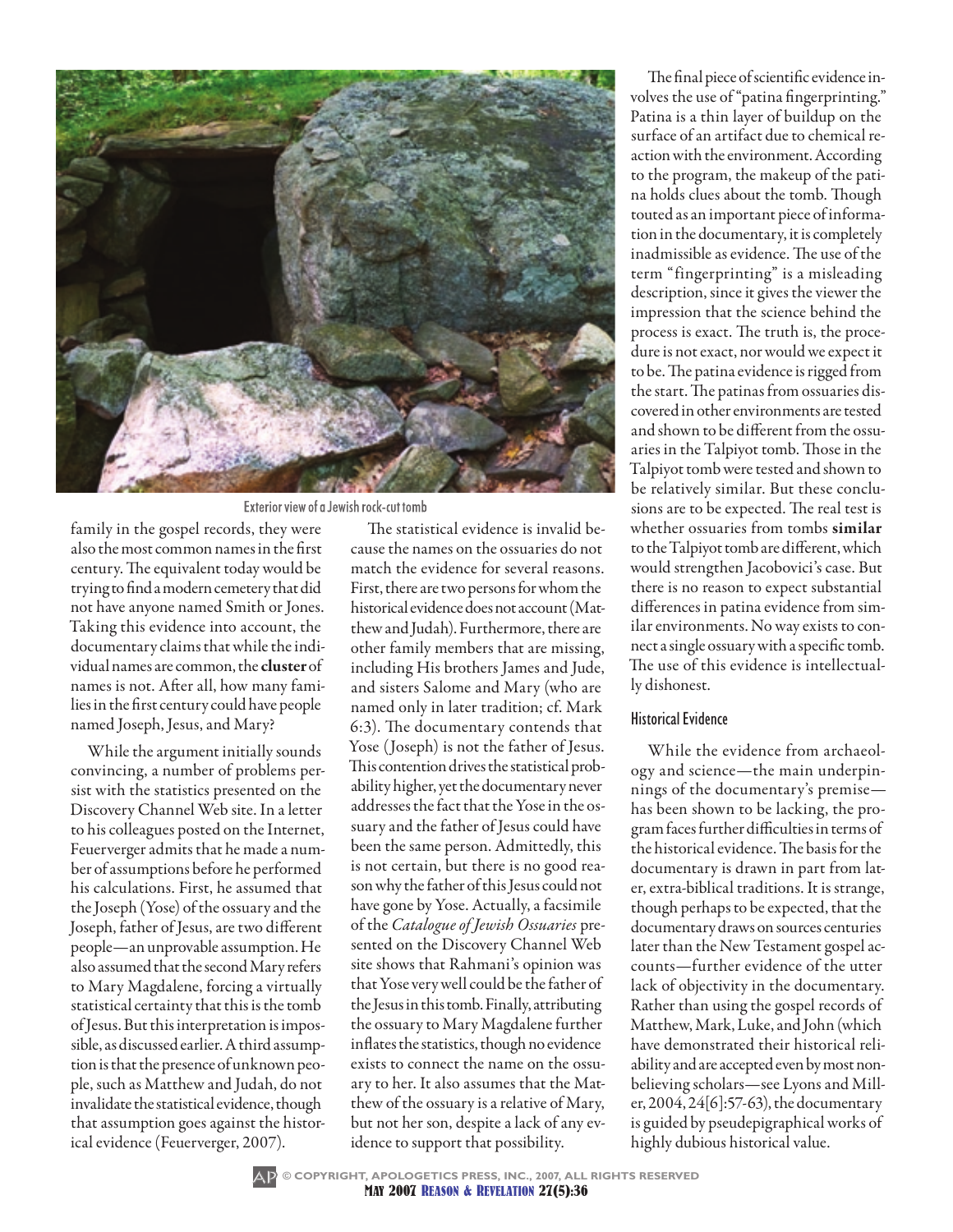Exterior view of a Jewish rock-cut tomb

family in the gospel records, they were also the most common names in the first century. The equivalent today would be trying to find a modern cemetery that did not have anyone named Smith or Jones. Taking this evidence into account, the documentary claims that while the individual names are common, the **cluster** of names is not. After all, how many families in the first century could have people named Joseph, Jesus, and Mary?

While the argument initially sounds convincing, a number of problems persist with the statistics presented on the Discovery Channel Web site. In a letter to his colleagues posted on the Internet, Feuerverger admits that he made a number of assumptions before he performed his calculations. First, he assumed that the Joseph (Yose) of the ossuary and the Joseph, father of Jesus, are two different people—an unprovable assumption. He also assumed that the second Mary refers to Mary Magdalene, forcing a virtually statistical certainty that this is the tomb of Jesus. But this interpretation is impossible, as discussed earlier. A third assumption is that the presence of unknown people, such as Matthew and Judah, do not invalidate the statistical evidence, though that assumption goes against the historical evidence (Feuerverger, 2007).

The statistical evidence is invalid because the names on the ossuaries do not match the evidence for several reasons. First, there are two persons for whom the historical evidence does not account (Matthew and Judah). Furthermore, there are other family members that are missing, including His brothers James and Jude, and sisters Salome and Mary (who are named only in later tradition; cf. Mark 6:3). The documentary contends that Yose (Joseph) is not the father of Jesus. This contention drives the statistical probability higher, yet the documentary never addresses the fact that the Yose in the ossuary and the father of Jesus could have been the same person. Admittedly, this is not certain, but there is no good reason why the father of this Jesus could not have gone by Yose. Actually, a facsimile of the *Catalogue of Jewish Ossuaries* presented on the Discovery Channel Web site shows that Rahmani's opinion was that Yose very well could be the father of the Jesus in this tomb. Finally, attributing the ossuary to Mary Magdalene further inflates the statistics, though no evidence exists to connect the name on the ossuary to her. It also assumes that the Matthew of the ossuary is a relative of Mary, but not her son, despite a lack of any evidence to support that possibility.

The final piece of scientific evidence involves the use of "patina fingerprinting." Patina is a thin layer of buildup on the surface of an artifact due to chemical reaction with the environment. According to the program, the makeup of the patina holds clues about the tomb. Though touted as an important piece of information in the documentary, it is completely inadmissible as evidence. The use of the term "fingerprinting" is a misleading description, since it gives the viewer the impression that the science behind the process is exact. The truth is, the procedure is not exact, nor would we expect it to be. The patina evidence is rigged from the start. The patinas from ossuaries discovered in other environments are tested and shown to be different from the ossuaries in the Talpiyot tomb. Those in the Talpiyot tomb were tested and shown to be relatively similar. But these conclusions are to be expected. The real test is whether ossuaries from tombs **similar** to the Talpiyot tomb are different, which would strengthen Jacobovici's case. But there is no reason to expect substantial differences in patina evidence from similar environments. No way exists to connect a single ossuary with a specific tomb. The use of this evidence is intellectually dishonest.

### Historical Evidence

While the evidence from archaeology and science—the main underpinnings of the documentary's premise—has been shown to be lacking, the program faces further difficulties in terms of the historical evidence. The basis for the documentary is drawn in part from later, extra-biblical traditions. It is strange, though perhaps to be expected, that the documentary draws on sources centuries later than the New Testament gospel accounts—further evidence of the utter lack of objectivity in the documentary. Rather than using the gospel records of Matthew, Mark, Luke, and John (which have demonstrated their historical reliability and are accepted even by most nonbelieving scholars—see Lyons and Miller, 2004, 24[6]:57-63), the documentary is guided by pseudepigraphical works of highly dubious historical value.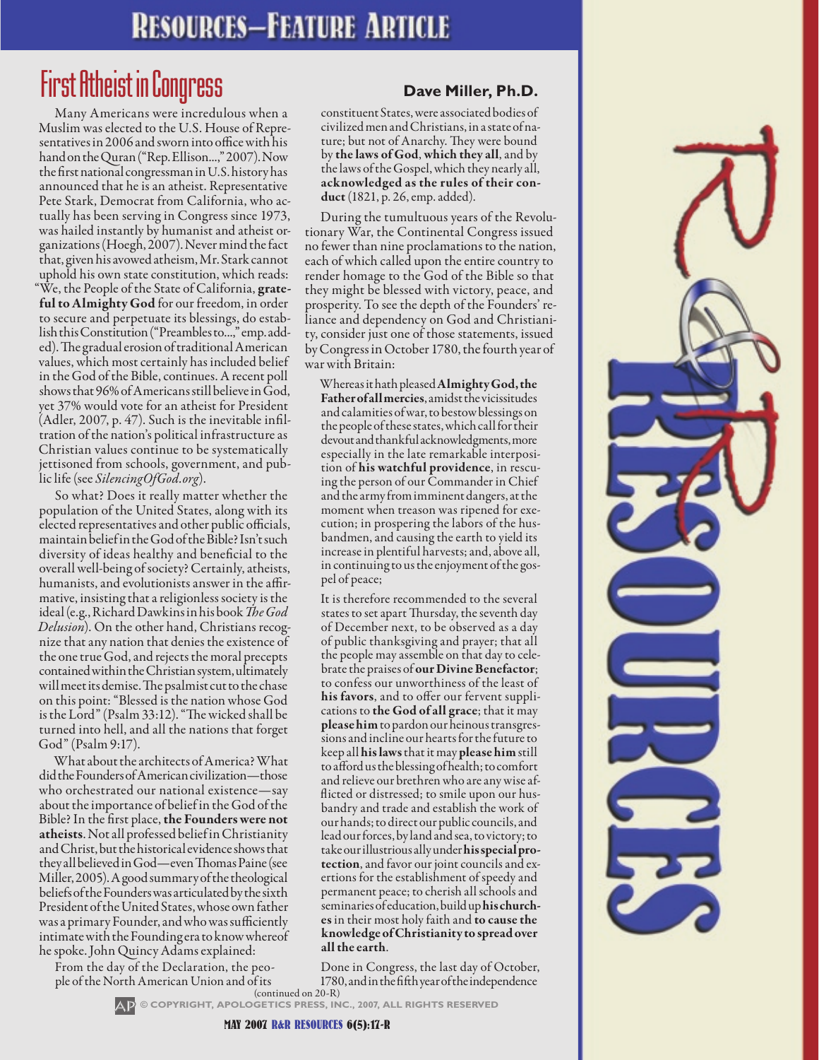# First Atheist in Congress

**Dave Miller, Ph.D.**

Many Americans were incredulous when a Muslim was elected to the U.S. House of Representatives in 2006 and sworn into office with his hand on the Quran ("Rep. Ellison...," 2007). Now the first national congressman in U.S. history has announced that he is an atheist. Representative Pete Stark, Democrat from California, who actually has been serving in Congress since 1973, was hailed instantly by humanist and atheist organizations (Hoegh, 2007). Never mind the fact that, given his avowed atheism, Mr. Stark cannot uphold his own state constitution, which reads: "We, the People of the State of California, **grateful to Almighty God** for our freedom, in order to secure and perpetuate its blessings, do establish this Constitution ("Preambles to...," emp. added). The gradual erosion of traditional American values, which most certainly has included belief in the God of the Bible, continues. A recent poll shows that 96% of Americans still believe in God, yet 37% would vote for an atheist for President (Adler, 2007, p. 47). Such is the inevitable infiltration of the nation's political infrastructure as Christian values continue to be systematically jettisoned from schools, government, and public life (see *SilencingOfGod.org*).

So what? Does it really matter whether the population of the United States, along with its elected representatives and other public officials, maintain belief in the God of the Bible? Isn't such diversity of ideas healthy and beneficial to the overall well-being of society? Certainly, atheists, humanists, and evolutionists answer in the affirmative, insisting that a religionless society is the ideal (e.g., Richard Dawkins in his book *The God Delusion*). On the other hand, Christians recognize that any nation that denies the existence of the one true God, and rejects the moral precepts contained within the Christian system, ultimately will meet its demise. The psalmist cut to the chase on this point: "Blessed is the nation whose God is the Lord" (Psalm 33:12). "The wicked shall be turned into hell, and all the nations that forget God" (Psalm 9:17).

What about the architects of America? What did the Founders of American civilization—those who orchestrated our national existence—say about the importance of belief in the God of the Bible? In the first place, **the Founders were not atheists**. Not all professed belief in Christianity and Christ, but the historical evidence shows that they all believed in God—even Thomas Paine (see Miller, 2005). A good summary of the theological beliefs of the Founders was articulated by the sixth President of the United States, whose own father was a primary Founder, and who was sufficiently intimate with the Founding era to know whereof he spoke. John Quincy Adams explained:

> From the day of the Declaration, the people of the North American Union and of its constituent States, were associated bodies of civilized men and Christians, in a state of nature; but not of Anarchy. They were bound by **the laws of God, which they all**, and by the laws of the Gospel, which they nearly all, **acknowledged as the rules of their conduct** (1821, p. 26, emp. added).

During the tumultuous years of the Revolutionary War, the Continental Congress issued no fewer than nine proclamations to the nation, each of which called upon the entire country to render homage to the God of the Bible so that they might be blessed with victory, peace, and prosperity. To see the depth of the Founders' reliance and dependency on God and Christianity, consider just one of those statements, issued by Congress in October 1780, the fourth year of war with Britain:

> Whereas it hath pleased **Almighty God, the Father of all mercies**, amidst the vicissitudes and calamities of war, to bestow blessings on the people of these states, which call for their devout and thankful acknowledgments, more especially in the late remarkable interposition of **his watchful providence**, in rescuing the person of our Commander in Chief and the army from imminent dangers, at the moment when treason was ripened for execution; in prospering the labors of the husbandmen, and causing the earth to yield its increase in plentiful harvests; and, above all, in continuing to us the enjoyment of the gospel of peace;
>
> It is therefore recommended to the several states to set apart Thursday, the seventh day of December next, to be observed as a day of public thanksgiving and prayer; that all the people may assemble on that day to celebrate the praises of **our Divine Benefactor**; to confess our unworthiness of the least of **his favors**, and to offer our fervent supplications to **the God of all grace**; that it may **please him** to pardon our heinous transgressions and incline our hearts for the future to keep all **his laws** that it may **please him** still to afford us the blessing of health; to comfort and relieve our brethren who are any wise afflicted or distressed; to smile upon our husbandry and trade and establish the work of our hands; to direct our public councils, and lead our forces, by land and sea, to victory; to take our illustrious ally under **his special protection**, and favor our joint councils and exertions for the establishment of speedy and permanent peace; to cherish all schools and seminaries of education, build up **his churches** in their most holy faith and **to cause the knowledge of Christianity to spread over all the earth**.
>
> Done in Congress, the last day of October, 1780, and in the fifth year of the independence

(continued on 20-R)

© COPYRIGHT, APOLOGETICS PRESS, INC., 2007, ALL RIGHTS RESERVED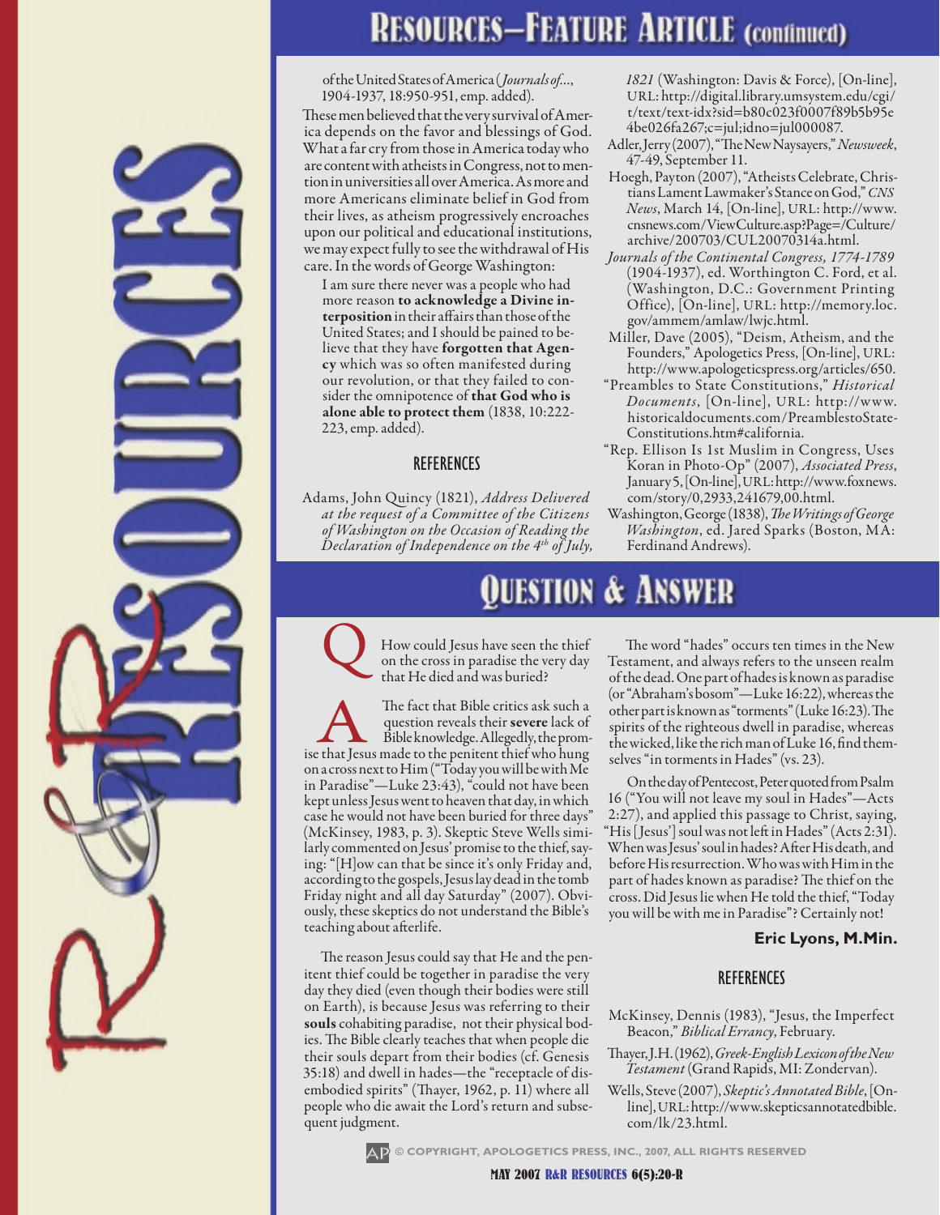## Resources—Feature Article (continued)

of the United States of America (*Journals of...*, 1904-1937, 18:950-951, emp. added).

These men believed that the very survival of America depends on the favor and blessings of God. What a far cry from those in America today who are content with atheists in Congress, not to mention in universities all over America. As more and more Americans eliminate belief in God from their lives, as atheism progressively encroaches upon our political and educational institutions, we may expect fully to see the withdrawal of His care. In the words of George Washington:

> I am sure there never was a people who had more reason **to acknowledge a Divine interposition** in their affairs than those of the United States; and I should be pained to believe that they have **forgotten that Agency** which was so often manifested during our revolution, or that they failed to consider the omnipotence of **that God who is alone able to protect them** (1838, 10:222-223, emp. added).

### References

Adams, John Quincy (1821), *Address Delivered at the request of a Committee of the Citizens of Washington on the Occasion of Reading the Declaration of Independence on the 4th of July, 1821* (Washington: Davis & Force), [On-line], URL: http://digital.library.umsystem.edu/cgi/t/text/text-idx?sid=b80c023f0007f89b5b95e4be026fa267;c=jul;idno=jul000087.

Adler, Jerry (2007), "The New Naysayers," *Newsweek*, 47-49, September 11.

Hoegh, Payton (2007), "Atheists Celebrate, Christians Lament Lawmaker's Stance on God," *CNS News*, March 14, [On-line], URL: http://www.cnsnews.com/ViewCulture.asp?Page=/Culture/archive/200703/CUL20070314a.html.

*Journals of the Continental Congress, 1774-1789* (1904-1937), ed. Worthington C. Ford, et al. (Washington, D.C.: Government Printing Office), [On-line], URL: http://memory.loc.gov/ammem/amlaw/lwjc.html.

Miller, Dave (2005), "Deism, Atheism, and the Founders," Apologetics Press, [On-line], URL: http://www.apologeticspress.org/articles/650.

"Preambles to State Constitutions," *Historical Documents*, [On-line], URL: http://www.historicaldocuments.com/PreamblestoStateConstitutions.htm#california.

"Rep. Ellison Is 1st Muslim in Congress, Uses Koran in Photo-Op" (2007), *Associated Press*, January 5, [On-line], URL: http://www.foxnews.com/story/0,2933,241679,00.html.

Washington, George (1838), *The Writings of George Washington*, ed. Jared Sparks (Boston, MA: Ferdinand Andrews).

## Question & Answer

**Q** How could Jesus have seen the thief on the cross in paradise the very day that He died and was buried?

**A** The fact that Bible critics ask such a question reveals their **severe** lack of Bible knowledge. Allegedly, the promise that Jesus made to the penitent thief who hung on a cross next to Him ("Today you will be with Me in Paradise"—Luke 23:43), "could not have been kept unless Jesus went to heaven that day, in which case he would not have been buried for three days" (McKinsey, 1983, p. 3). Skeptic Steve Wells similarly commented on Jesus' promise to the thief, saying: "[H]ow can that be since it's only Friday and, according to the gospels, Jesus lay dead in the tomb Friday night and all day Saturday" (2007). Obviously, these skeptics do not understand the Bible's teaching about afterlife.

The reason Jesus could say that He and the penitent thief could be together in paradise the very day they died (even though their bodies were still on Earth), is because Jesus was referring to their **souls** cohabiting paradise, not their physical bodies. The Bible clearly teaches that when people die their souls depart from their bodies (cf. Genesis 35:18) and dwell in hades—the "receptacle of disembodied spirits" (Thayer, 1962, p. 11) where all people who die await the Lord's return and subsequent judgment.

The word "hades" occurs ten times in the New Testament, and always refers to the unseen realm of the dead. One part of hades is known as paradise (or "Abraham's bosom"—Luke 16:22), whereas the other part is known as "torments" (Luke 16:23). The spirits of the righteous dwell in paradise, whereas the wicked, like the rich man of Luke 16, find themselves "in torments in Hades" (vs. 23).

On the day of Pentecost, Peter quoted from Psalm 16 ("You will not leave my soul in Hades"—Acts 2:27), and applied this passage to Christ, saying, "His [Jesus'] soul was not left in Hades" (Acts 2:31). When was Jesus' soul in hades? After His death, and before His resurrection. Who was with Him in the part of hades known as paradise? The thief on the cross. Did Jesus lie when He told the thief, "Today you will be with me in Paradise"? Certainly not!

**Eric Lyons, M.Min.**

### References

McKinsey, Dennis (1983), "Jesus, the Imperfect Beacon," *Biblical Errancy*, February.

Thayer, J.H. (1962), *Greek-English Lexicon of the New Testament* (Grand Rapids, MI: Zondervan).

Wells, Steve (2007), *Skeptic's Annotated Bible*, [On-line], URL: http://www.skepticsannotatedbible.com/lk/23.html.

© COPYRIGHT, APOLOGETICS PRESS, INC., 2007, ALL RIGHTS RESERVED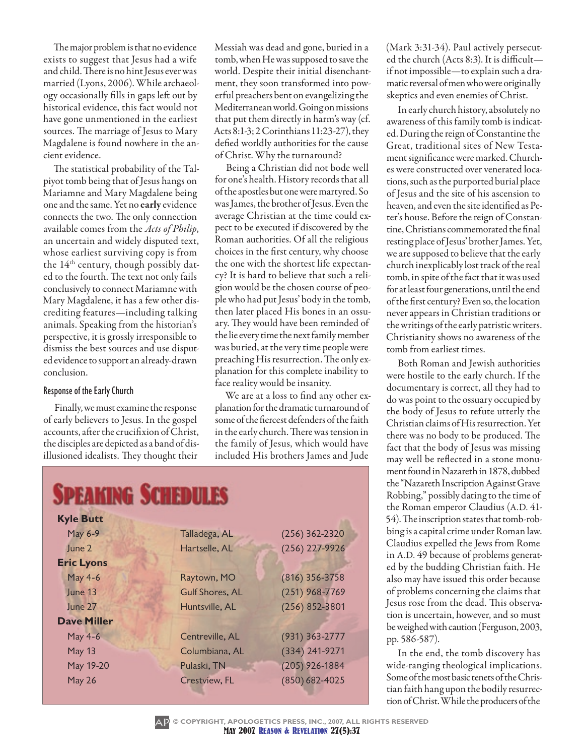The major problem is that no evidence exists to suggest that Jesus had a wife and child. There is no hint Jesus ever was married (Lyons, 2006). While archaeology occasionally fills in gaps left out by historical evidence, this fact would not have gone unmentioned in the earliest sources. The marriage of Jesus to Mary Magdalene is found nowhere in the ancient evidence.

The statistical probability of the Talpiyot tomb being that of Jesus hangs on Mariamne and Mary Magdalene being one and the same. Yet no **early** evidence connects the two. The only connection available comes from the *Acts of Philip*, an uncertain and widely disputed text, whose earliest surviving copy is from the 14th century, though possibly dated to the fourth. The text not only fails conclusively to connect Mariamne with Mary Magdalene, it has a few other discrediting features—including talking animals. Speaking from the historian's perspective, it is grossly irresponsible to dismiss the best sources and use disputed evidence to support an already-drawn conclusion.

#### Response of the Early Church

Finally, we must examine the response of early believers to Jesus. In the gospel accounts, after the crucifixion of Christ, the disciples are depicted as a band of disillusioned idealists. They thought their Messiah was dead and gone, buried in a tomb, when He was supposed to save the world. Despite their initial disenchantment, they soon transformed into powerful preachers bent on evangelizing the Mediterranean world. Going on missions that put them directly in harm's way (cf. Acts 8:1-3; 2 Corinthians 11:23-27), they defied worldly authorities for the cause of Christ. Why the turnaround?

Being a Christian did not bode well for one's health. History records that all of the apostles but one were martyred. So was James, the brother of Jesus. Even the average Christian at the time could expect to be executed if discovered by the Roman authorities. Of all the religious choices in the first century, why choose the one with the shortest life expectancy? It is hard to believe that such a religion would be the chosen course of people who had put Jesus' body in the tomb, then later placed His bones in an ossuary. They would have been reminded of the lie every time the next family member was buried, at the very time people were preaching His resurrection. The only explanation for this complete inability to face reality would be insanity.

We are at a loss to find any other explanation for the dramatic turnaround of some of the fiercest defenders of the faith in the early church. There was tension in the family of Jesus, which would have included His brothers James and Jude (Mark 3:31-34). Paul actively persecuted the church (Acts 8:3). It is difficult—if not impossible—to explain such a dramatic reversal of men who were originally skeptics and even enemies of Christ.

In early church history, absolutely no awareness of this family tomb is indicated. During the reign of Constantine the Great, traditional sites of New Testament significance were marked. Churches were constructed over venerated locations, such as the purported burial place of Jesus and the site of his ascension to heaven, and even the site identified as Peter's house. Before the reign of Constantine, Christians commemorated the final resting place of Jesus' brother James. Yet, we are supposed to believe that the early church inexplicably lost track of the real tomb, in spite of the fact that it was used for at least four generations, until the end of the first century? Even so, the location never appears in Christian traditions or the writings of the early patristic writers. Christianity shows no awareness of the tomb from earliest times.

Both Roman and Jewish authorities were hostile to the early church. If the documentary is correct, all they had to do was point to the ossuary occupied by the body of Jesus to refute utterly the Christian claims of His resurrection. Yet there was no body to be produced. The fact that the body of Jesus was missing may well be reflected in a stone monument found in Nazareth in 1878, dubbed the "Nazareth Inscription Against Grave Robbing," possibly dating to the time of the Roman emperor Claudius (A.D. 41-54). The inscription states that tomb-robbing is a capital crime under Roman law. Claudius expelled the Jews from Rome in A.D. 49 because of problems generated by the budding Christian faith. He also may have issued this order because of problems concerning the claims that Jesus rose from the dead. This observation is uncertain, however, and so must be weighed with caution (Ferguson, 2003, pp. 586-587).

In the end, the tomb discovery has wide-ranging theological implications. Some of the most basic tenets of the Christian faith hang upon the bodily resurrection of Christ. While the producers of the

## Speaking Schedules

| | | |
|---|---|---|
| **Kyle Butt** | | |
| May 6-9 | Talladega, AL | (256) 362-2320 |
| June 2 | Hartselle, AL | (256) 227-9926 |
| **Eric Lyons** | | |
| May 4-6 | Raytown, MO | (816) 356-3758 |
| June 13 | Gulf Shores, AL | (251) 968-7769 |
| June 27 | Huntsville, AL | (256) 852-3801 |
| **Dave Miller** | | |
| May 4-6 | Centreville, AL | (931) 363-2777 |
| May 13 | Columbiana, AL | (334) 241-9271 |
| May 19-20 | Pulaski, TN | (205) 926-1884 |
| May 26 | Crestview, FL | (850) 682-4025 |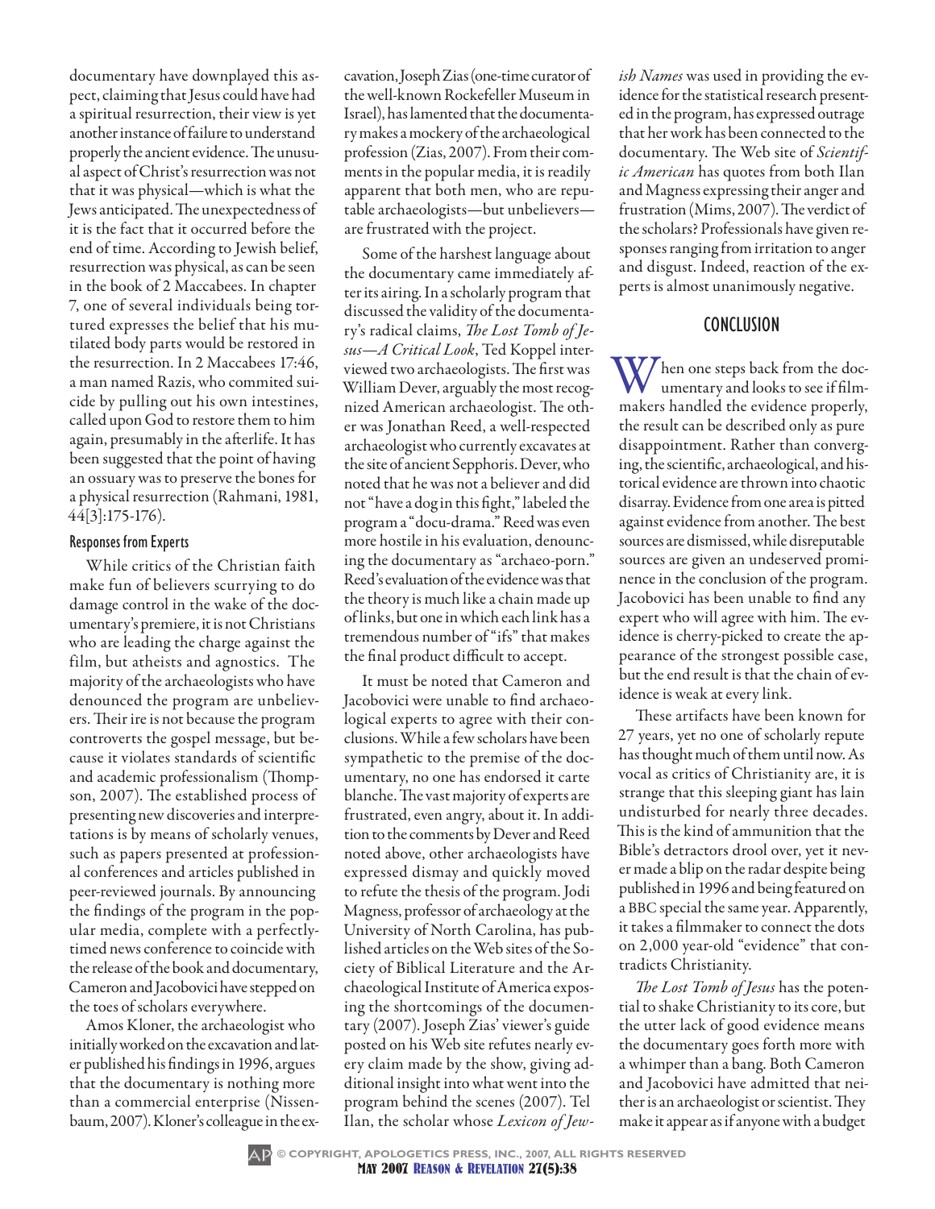documentary have downplayed this aspect, claiming that Jesus could have had a spiritual resurrection, their view is yet another instance of failure to understand properly the ancient evidence. The unusual aspect of Christ's resurrection was not that it was physical—which is what the Jews anticipated. The unexpectedness of it is the fact that it occurred before the end of time. According to Jewish belief, resurrection was physical, as can be seen in the book of 2 Maccabees. In chapter 7, one of several individuals being tortured expresses the belief that his mutilated body parts would be restored in the resurrection. In 2 Maccabees 17:46, a man named Razis, who commited suicide by pulling out his own intestines, called upon God to restore them to him again, presumably in the afterlife. It has been suggested that the point of having an ossuary was to preserve the bones for a physical resurrection (Rahmani, 1981, 44[3]:175-176).

### Responses from Experts

While critics of the Christian faith make fun of believers scurrying to do damage control in the wake of the documentary's premiere, it is not Christians who are leading the charge against the film, but atheists and agnostics. The majority of the archaeologists who have denounced the program are unbelievers. Their ire is not because the program controverts the gospel message, but because it violates standards of scientific and academic professionalism (Thompson, 2007). The established process of presenting new discoveries and interpretations is by means of scholarly venues, such as papers presented at professional conferences and articles published in peer-reviewed journals. By announcing the findings of the program in the popular media, complete with a perfectly-timed news conference to coincide with the release of the book and documentary, Cameron and Jacobovici have stepped on the toes of scholars everywhere.

Amos Kloner, the archaeologist who initially worked on the excavation and later published his findings in 1996, argues that the documentary is nothing more than a commercial enterprise (Nissenbaum, 2007). Kloner's colleague in the excavation, Joseph Zias (one-time curator of the well-known Rockefeller Museum in Israel), has lamented that the documentary makes a mockery of the archaeological profession (Zias, 2007). From their comments in the popular media, it is readily apparent that both men, who are reputable archaeologists—but unbelievers—are frustrated with the project.

Some of the harshest language about the documentary came immediately after its airing. In a scholarly program that discussed the validity of the documentary's radical claims, *The Lost Tomb of Jesus—A Critical Look*, Ted Koppel interviewed two archaeologists. The first was William Dever, arguably the most recognized American archaeologist. The other was Jonathan Reed, a well-respected archaeologist who currently excavates at the site of ancient Sepphoris. Dever, who noted that he was not a believer and did not "have a dog in this fight," labeled the program a "docu-drama." Reed was even more hostile in his evaluation, denouncing the documentary as "archaeo-porn." Reed's evaluation of the evidence was that the theory is much like a chain made up of links, but one in which each link has a tremendous number of "ifs" that makes the final product difficult to accept.

It must be noted that Cameron and Jacobovici were unable to find archaeological experts to agree with their conclusions. While a few scholars have been sympathetic to the premise of the documentary, no one has endorsed it carte blanche. The vast majority of experts are frustrated, even angry, about it. In addition to the comments by Dever and Reed noted above, other archaeologists have expressed dismay and quickly moved to refute the thesis of the program. Jodi Magness, professor of archaeology at the University of North Carolina, has published articles on the Web sites of the Society of Biblical Literature and the Archaeological Institute of America exposing the shortcomings of the documentary (2007). Joseph Zias' viewer's guide posted on his Web site refutes nearly every claim made by the show, giving additional insight into what went into the program behind the scenes (2007). Tel Ilan, the scholar whose *Lexicon of Jewish Names* was used in providing the evidence for the statistical research presented in the program, has expressed outrage that her work has been connected to the documentary. The Web site of *Scientific American* has quotes from both Ilan and Magness expressing their anger and frustration (Mims, 2007). The verdict of the scholars? Professionals have given responses ranging from irritation to anger and disgust. Indeed, reaction of the experts is almost unanimously negative.

## CONCLUSION

When one steps back from the documentary and looks to see if filmmakers handled the evidence properly, the result can be described only as pure disappointment. Rather than converging, the scientific, archaeological, and historical evidence are thrown into chaotic disarray. Evidence from one area is pitted against evidence from another. The best sources are dismissed, while disreputable sources are given an undeserved prominence in the conclusion of the program. Jacobovici has been unable to find any expert who will agree with him. The evidence is cherry-picked to create the appearance of the strongest possible case, but the end result is that the chain of evidence is weak at every link.

These artifacts have been known for 27 years, yet no one of scholarly repute has thought much of them until now. As vocal as critics of Christianity are, it is strange that this sleeping giant has lain undisturbed for nearly three decades. This is the kind of ammunition that the Bible's detractors drool over, yet it never made a blip on the radar despite being published in 1996 and being featured on a BBC special the same year. Apparently, it takes a filmmaker to connect the dots on 2,000 year-old "evidence" that contradicts Christianity.

*The Lost Tomb of Jesus* has the potential to shake Christianity to its core, but the utter lack of good evidence means the documentary goes forth more with a whimper than a bang. Both Cameron and Jacobovici have admitted that neither is an archaeologist or scientist. They make it appear as if anyone with a budget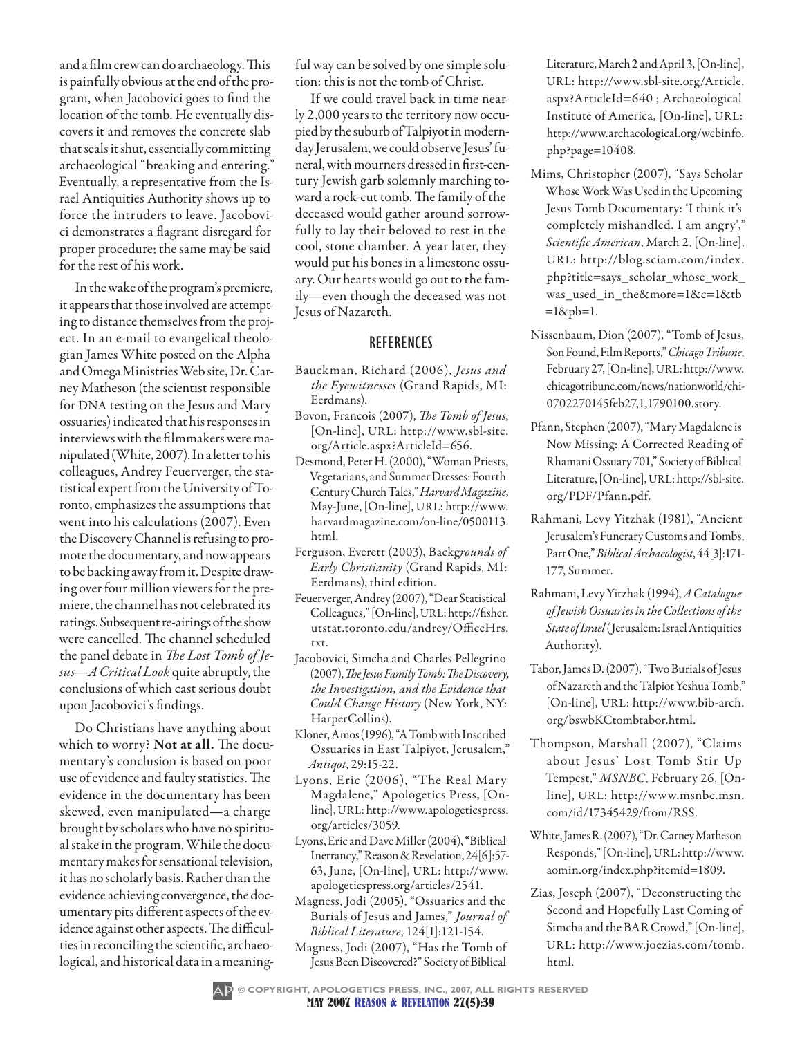and a film crew can do archaeology. This is painfully obvious at the end of the program, when Jacobovici goes to find the location of the tomb. He eventually discovers it and removes the concrete slab that seals it shut, essentially committing archaeological "breaking and entering." Eventually, a representative from the Israel Antiquities Authority shows up to force the intruders to leave. Jacobovici demonstrates a flagrant disregard for proper procedure; the same may be said for the rest of his work.

In the wake of the program's premiere, it appears that those involved are attempting to distance themselves from the project. In an e-mail to evangelical theologian James White posted on the Alpha and Omega Ministries Web site, Dr. Carney Matheson (the scientist responsible for DNA testing on the Jesus and Mary ossuaries) indicated that his responses in interviews with the filmmakers were manipulated (White, 2007). In a letter to his colleagues, Andrey Feuerverger, the statistical expert from the University of Toronto, emphasizes the assumptions that went into his calculations (2007). Even the Discovery Channel is refusing to promote the documentary, and now appears to be backing away from it. Despite drawing over four million viewers for the premiere, the channel has not celebrated its ratings. Subsequent re-airings of the show were cancelled. The channel scheduled the panel debate in *The Lost Tomb of Jesus—A Critical Look* quite abruptly, the conclusions of which cast serious doubt upon Jacobovici's findings.

Do Christians have anything about which to worry? **Not at all.** The documentary's conclusion is based on poor use of evidence and faulty statistics. The evidence in the documentary has been skewed, even manipulated—a charge brought by scholars who have no spiritual stake in the program. While the documentary makes for sensational television, it has no scholarly basis. Rather than the evidence achieving convergence, the documentary pits different aspects of the evidence against other aspects. The difficulties in reconciling the scientific, archaeological, and historical data in a meaningful way can be solved by one simple solution: this is not the tomb of Christ.

If we could travel back in time nearly 2,000 years to the territory now occupied by the suburb of Talpiyot in modern-day Jerusalem, we could observe Jesus' funeral, with mourners dressed in first-century Jewish garb solemnly marching toward a rock-cut tomb. The family of the deceased would gather around sorrowfully to lay their beloved to rest in the cool, stone chamber. A year later, they would put his bones in a limestone ossuary. Our hearts would go out to the family—even though the deceased was not Jesus of Nazareth.

## REFERENCES

Bauckman, Richard (2006), *Jesus and the Eyewitnesses* (Grand Rapids, MI: Eerdmans).

Bovon, Francois (2007), *The Tomb of Jesus*, [On-line], URL: http://www.sbl-site.org/Article.aspx?ArticleId=656.

Desmond, Peter H. (2000), "Woman Priests, Vegetarians, and Summer Dresses: Fourth Century Church Tales," *Harvard Magazine*, May-June, [On-line], URL: http://www.harvardmagazine.com/on-line/0500113.html.

Ferguson, Everett (2003), *Backgrounds of Early Christianity* (Grand Rapids, MI: Eerdmans), third edition.

Feuerverger, Andrey (2007), "Dear Statistical Colleagues," [On-line], URL: http://fisher.utstat.toronto.edu/andrey/OfficeHrs.txt.

Jacobovici, Simcha and Charles Pellegrino (2007), *The Jesus Family Tomb: The Discovery, the Investigation, and the Evidence that Could Change History* (New York, NY: HarperCollins).

Kloner, Amos (1996), "A Tomb with Inscribed Ossuaries in East Talpiyot, Jerusalem," *Antiqot*, 29:15-22.

Lyons, Eric (2006), "The Real Mary Magdalene," Apologetics Press, [On-line], URL: http://www.apologeticspress.org/articles/3059.

Lyons, Eric and Dave Miller (2004), "Biblical Inerrancy," Reason & Revelation, 24[6]:57-63, June, [On-line], URL: http://www.apologeticspress.org/articles/2541.

Magness, Jodi (2005), "Ossuaries and the Burials of Jesus and James," *Journal of Biblical Literature*, 124[1]:121-154.

Magness, Jodi (2007), "Has the Tomb of Jesus Been Discovered?" Society of Biblical Literature, March 2 and April 3, [On-line], URL: http://www.sbl-site.org/Article.aspx?ArticleId=640 ; Archaeological Institute of America, [On-line], URL: http://www.archaeological.org/webinfo.php?page=10408.

Mims, Christopher (2007), "Says Scholar Whose Work Was Used in the Upcoming Jesus Tomb Documentary: 'I think it's completely mishandled. I am angry'," *Scientific American*, March 2, [On-line], URL: http://blog.sciam.com/index.php?title=says_scholar_whose_work_was_used_in_the&more=1&c=1&tb=1&pb=1.

Nissenbaum, Dion (2007), "Tomb of Jesus, Son Found, Film Reports," *Chicago Tribune*, February 27, [On-line], URL: http://www.chicagotribune.com/news/nationworld/chi-0702270145feb27,1,1790100.story.

Pfann, Stephen (2007), "Mary Magdalene is Now Missing: A Corrected Reading of Rhamani Ossuary 701," Society of Biblical Literature, [On-line], URL: http://sbl-site.org/PDF/Pfann.pdf.

Rahmani, Levy Yitzhak (1981), "Ancient Jerusalem's Funerary Customs and Tombs, Part One," *Biblical Archaeologist*, 44[3]:171-177, Summer.

Rahmani, Levy Yitzhak (1994), *A Catalogue of Jewish Ossuaries in the Collections of the State of Israel* (Jerusalem: Israel Antiquities Authority).

Tabor, James D. (2007), "Two Burials of Jesus of Nazareth and the Talpiot Yeshua Tomb," [On-line], URL: http://www.bib-arch.org/bswbKCtombtabor.html.

Thompson, Marshall (2007), "Claims about Jesus' Lost Tomb Stir Up Tempest," *MSNBC*, February 26, [On-line], URL: http://www.msnbc.msn.com/id/17345429/from/RSS.

White, James R. (2007), "Dr. Carney Matheson Responds," [On-line], URL: http://www.aomin.org/index.php?itemid=1809.

Zias, Joseph (2007), "Deconstructing the Second and Hopefully Last Coming of Simcha and the BAR Crowd," [On-line], URL: http://www.joezias.com/tomb.html.

© COPYRIGHT, APOLOGETICS PRESS, INC., 2007, ALL RIGHTS RESERVED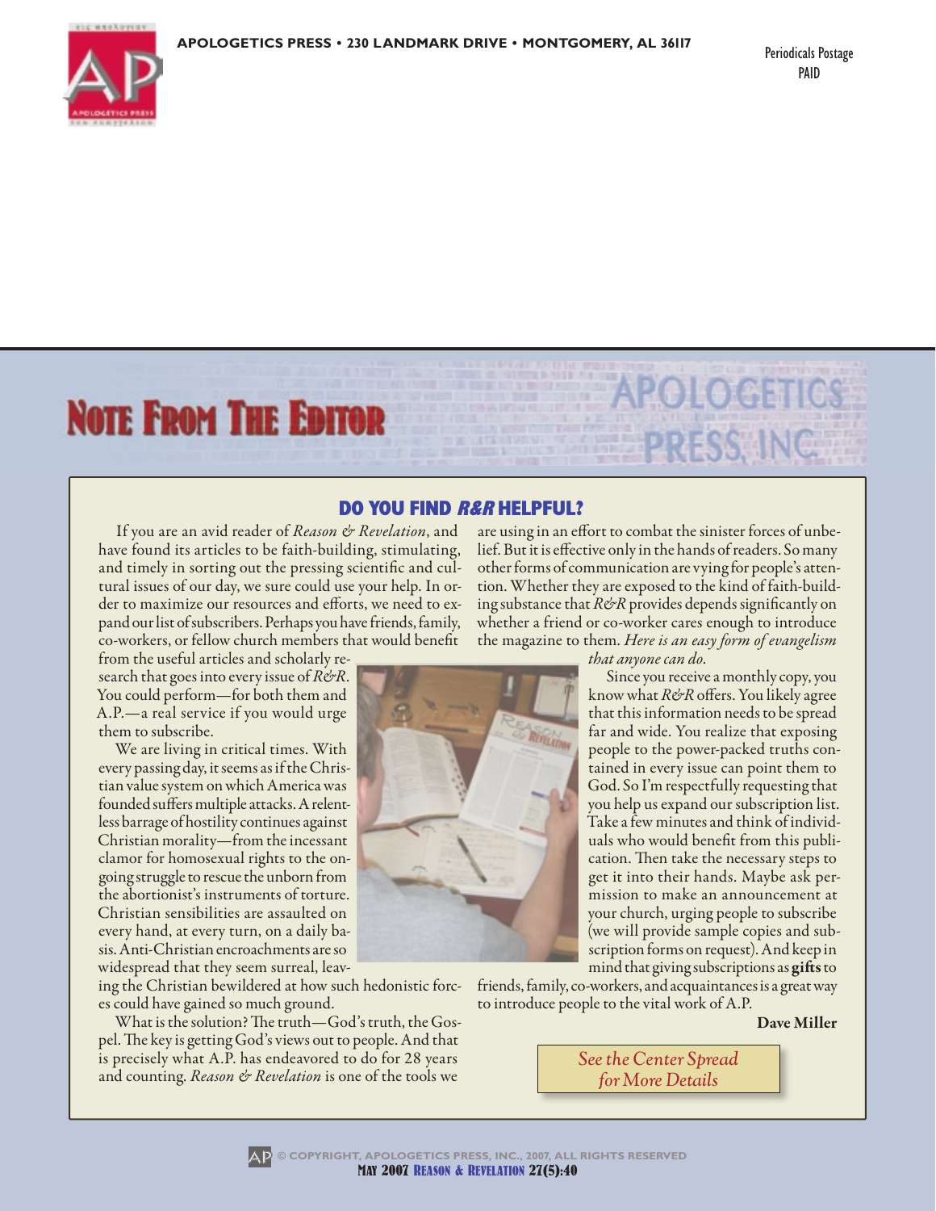APOLOGETICS PRESS • 230 LANDMARK DRIVE • MONTGOMERY, AL 36117

Periodicals Postage
PAID

# NOTE FROM THE EDITOR

## DO YOU FIND *R&R* HELPFUL?

If you are an avid reader of *Reason & Revelation*, and have found its articles to be faith-building, stimulating, and timely in sorting out the pressing scientific and cultural issues of our day, we sure could use your help. In order to maximize our resources and efforts, we need to expand our list of subscribers. Perhaps you have friends, family, co-workers, or fellow church members that would benefit from the useful articles and scholarly research that goes into every issue of *R&R*. You could perform—for both them and A.P.—a real service if you would urge them to subscribe.

We are living in critical times. With every passing day, it seems as if the Christian value system on which America was founded suffers multiple attacks. A relentless barrage of hostility continues against Christian morality—from the incessant clamor for homosexual rights to the ongoing struggle to rescue the unborn from the abortionist's instruments of torture. Christian sensibilities are assaulted on every hand, at every turn, on a daily basis. Anti-Christian encroachments are so widespread that they seem surreal, leaving the Christian bewildered at how such hedonistic forces could have gained so much ground.

What is the solution? The truth—God's truth, the Gospel. The key is getting God's views out to people. And that is precisely what A.P. has endeavored to do for 28 years and counting. *Reason & Revelation* is one of the tools we are using in an effort to combat the sinister forces of unbelief. But it is effective only in the hands of readers. So many other forms of communication are vying for people's attention. Whether they are exposed to the kind of faith-building substance that *R&R* provides depends significantly on whether a friend or co-worker cares enough to introduce the magazine to them. *Here is an easy form of evangelism that anyone can do.*

Since you receive a monthly copy, you know what *R&R* offers. You likely agree that this information needs to be spread far and wide. You realize that exposing people to the power-packed truths contained in every issue can point them to God. So I'm respectfully requesting that you help us expand our subscription list. Take a few minutes and think of individuals who would benefit from this publication. Then take the necessary steps to get it into their hands. Maybe ask permission to make an announcement at your church, urging people to subscribe (we will provide sample copies and subscription forms on request). And keep in mind that giving subscriptions as **gifts** to friends, family, co-workers, and acquaintances is a great way to introduce people to the vital work of A.P.

**Dave Miller**

*See the Center Spread for More Details*